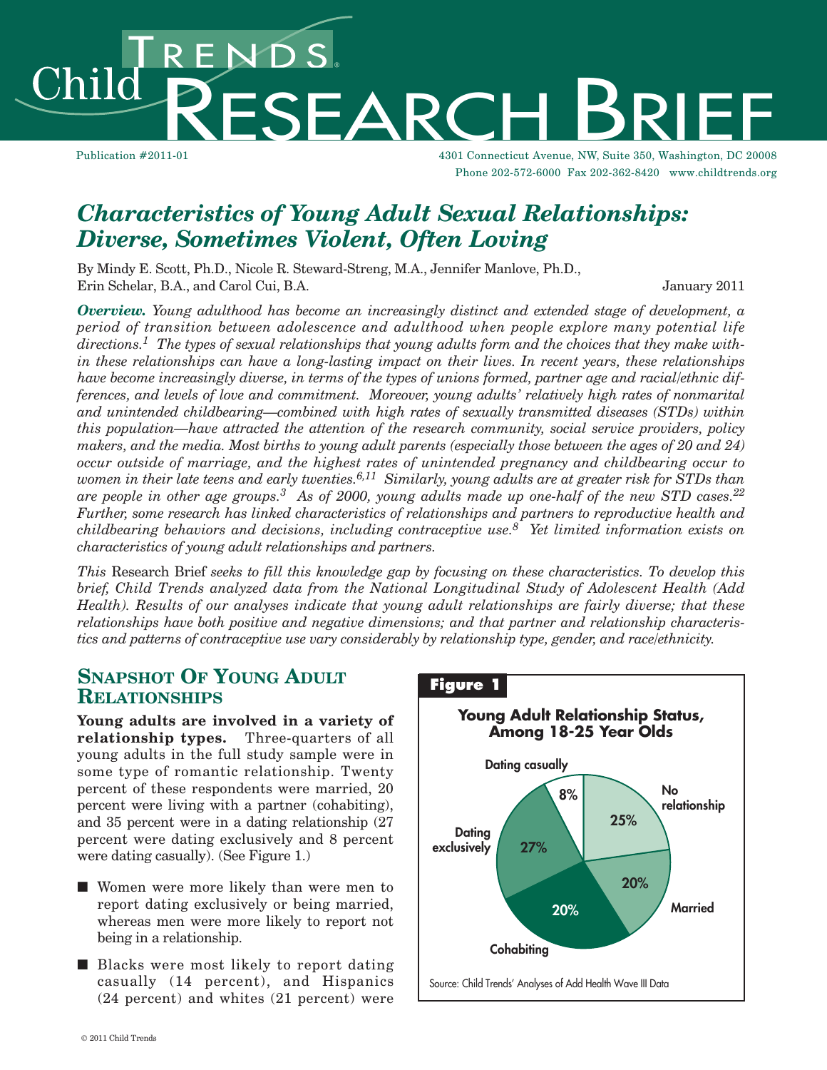# Child Trends Research Brief

Publication #2011-01

4301 Connecticut Avenue, NW, Suite 350, Washington, DC 20008
Phone 202-572-6000 Fax 202-362-8420 www.childtrends.org

## *Characteristics of Young Adult Sexual Relationships: Diverse, Sometimes Violent, Often Loving*

By Mindy E. Scott, Ph.D., Nicole R. Steward-Streng, M.A., Jennifer Manlove, Ph.D., Erin Schelar, B.A., and Carol Cui, B.A.

January 2011

***Overview.*** *Young adulthood has become an increasingly distinct and extended stage of development, a period of transition between adolescence and adulthood when people explore many potential life directions.[1] The types of sexual relationships that young adults form and the choices that they make within these relationships can have a long-lasting impact on their lives. In recent years, these relationships have become increasingly diverse, in terms of the types of unions formed, partner age and racial/ethnic differences, and levels of love and commitment. Moreover, young adults' relatively high rates of nonmarital and unintended childbearing—combined with high rates of sexually transmitted diseases (STDs) within this population—have attracted the attention of the research community, social service providers, policy makers, and the media. Most births to young adult parents (especially those between the ages of 20 and 24) occur outside of marriage, and the highest rates of unintended pregnancy and childbearing occur to women in their late teens and early twenties.[6,11] Similarly, young adults are at greater risk for STDs than are people in other age groups.[3] As of 2000, young adults made up one-half of the new STD cases.[22] Further, some research has linked characteristics of relationships and partners to reproductive health and childbearing behaviors and decisions, including contraceptive use.[8] Yet limited information exists on characteristics of young adult relationships and partners.*

*This* Research Brief *seeks to fill this knowledge gap by focusing on these characteristics. To develop this brief, Child Trends analyzed data from the National Longitudinal Study of Adolescent Health (Add Health). Results of our analyses indicate that young adult relationships are fairly diverse; that these relationships have both positive and negative dimensions; and that partner and relationship characteristics and patterns of contraceptive use vary considerably by relationship type, gender, and race/ethnicity.*

## SNAPSHOT OF YOUNG ADULT RELATIONSHIPS

**Young adults are involved in a variety of relationship types.** Three-quarters of all young adults in the full study sample were in some type of romantic relationship. Twenty percent of these respondents were married, 20 percent were living with a partner (cohabiting), and 35 percent were in a dating relationship (27 percent were dating exclusively and 8 percent were dating casually). (See Figure 1.)

- Women were more likely than were men to report dating exclusively or being married, whereas men were more likely to report not being in a relationship.
- Blacks were most likely to report dating casually (14 percent), and Hispanics (24 percent) and whites (21 percent) were

**Figure 1**

**Young Adult Relationship Status, Among 18-25 Year Olds**

| Relationship status | Percent |
|---|---|
| No relationship | 25% |
| Married | 20% |
| Cohabiting | 20% |
| Dating exclusively | 27% |
| Dating casually | 8% |

Source: Child Trends' Analyses of Add Health Wave III Data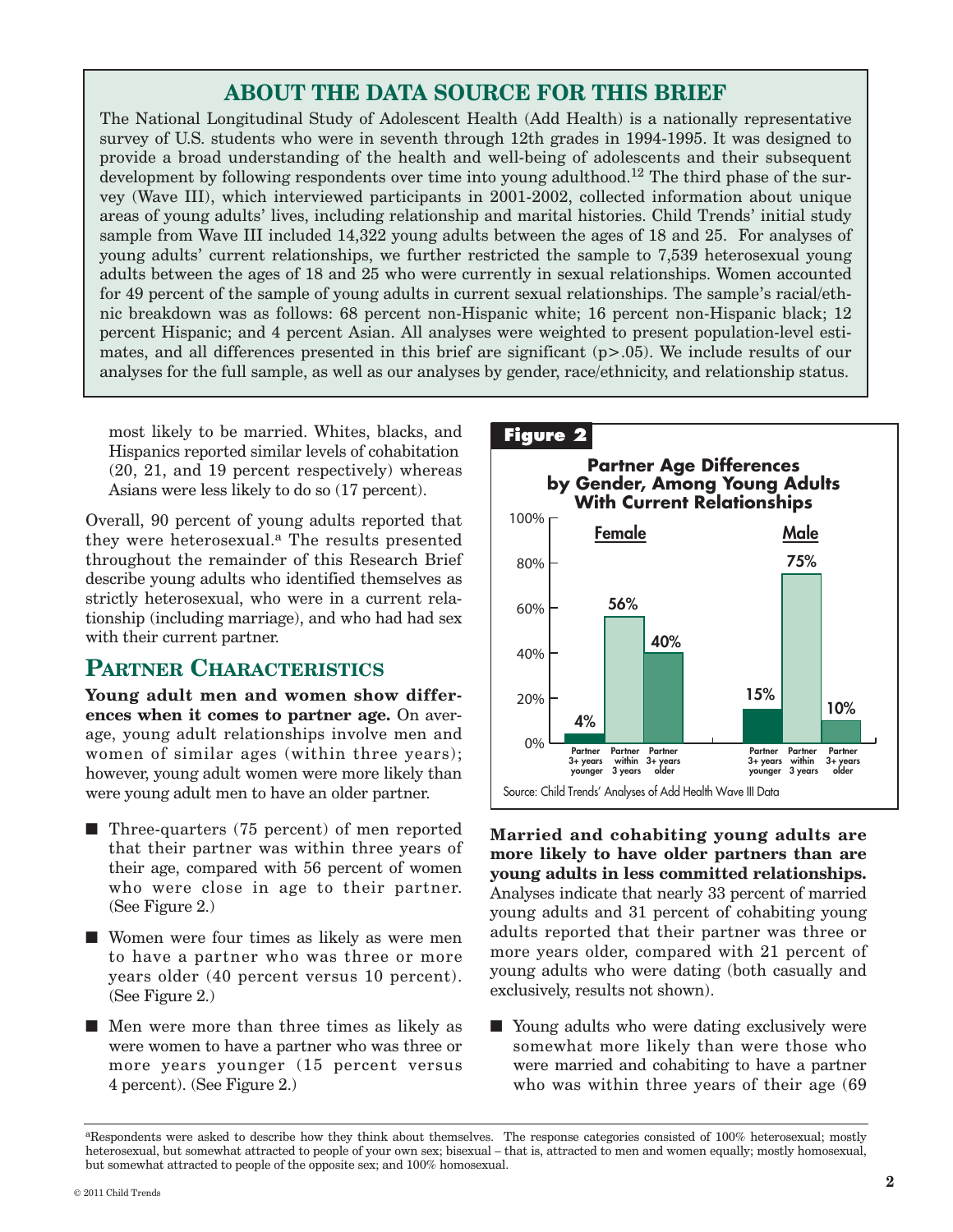## ABOUT THE DATA SOURCE FOR THIS BRIEF

The National Longitudinal Study of Adolescent Health (Add Health) is a nationally representative survey of U.S. students who were in seventh through 12th grades in 1994-1995. It was designed to provide a broad understanding of the health and well-being of adolescents and their subsequent development by following respondents over time into young adulthood.[12] The third phase of the survey (Wave III), which interviewed participants in 2001-2002, collected information about unique areas of young adults' lives, including relationship and marital histories. Child Trends' initial study sample from Wave III included 14,322 young adults between the ages of 18 and 25. For analyses of young adults' current relationships, we further restricted the sample to 7,539 heterosexual young adults between the ages of 18 and 25 who were currently in sexual relationships. Women accounted for 49 percent of the sample of young adults in current sexual relationships. The sample's racial/ethnic breakdown was as follows: 68 percent non-Hispanic white; 16 percent non-Hispanic black; 12 percent Hispanic; and 4 percent Asian. All analyses were weighted to present population-level estimates, and all differences presented in this brief are significant ($p>.05$). We include results of our analyses for the full sample, as well as our analyses by gender, race/ethnicity, and relationship status.

most likely to be married. Whites, blacks, and Hispanics reported similar levels of cohabitation (20, 21, and 19 percent respectively) whereas Asians were less likely to do so (17 percent).

Overall, 90 percent of young adults reported that they were heterosexual.[a] The results presented throughout the remainder of this Research Brief describe young adults who identified themselves as strictly heterosexual, who were in a current relationship (including marriage), and who had had sex with their current partner.

## Partner Characteristics

**Young adult men and women show differences when it comes to partner age.** On average, young adult relationships involve men and women of similar ages (within three years); however, young adult women were more likely than were young adult men to have an older partner.

- Three-quarters (75 percent) of men reported that their partner was within three years of their age, compared with 56 percent of women who were close in age to their partner. (See Figure 2.)
- Women were four times as likely as were men to have a partner who was three or more years older (40 percent versus 10 percent). (See Figure 2.)
- Men were more than three times as likely as were women to have a partner who was three or more years younger (15 percent versus 4 percent). (See Figure 2.)

**Figure 2**

**Partner Age Differences by Gender, Among Young Adults With Current Relationships**

| | Partner 3+ years younger | Partner within 3 years | Partner 3+ years older |
|---|---|---|---|
| Female | 4% | 56% | 40% |
| Male | 15% | 75% | 10% |

Source: Child Trends' Analyses of Add Health Wave III Data

**Married and cohabiting young adults are more likely to have older partners than are young adults in less committed relationships.** Analyses indicate that nearly 33 percent of married young adults and 31 percent of cohabiting young adults reported that their partner was three or more years older, compared with 21 percent of young adults who were dating (both casually and exclusively, results not shown).

- Young adults who were dating exclusively were somewhat more likely than were those who were married and cohabiting to have a partner who was within three years of their age (69

[a]Respondents were asked to describe how they think about themselves. The response categories consisted of 100% heterosexual; mostly heterosexual, but somewhat attracted to people of your own sex; bisexual – that is, attracted to men and women equally; mostly homosexual, but somewhat attracted to people of the opposite sex; and 100% homosexual.

© 2011 Child Trends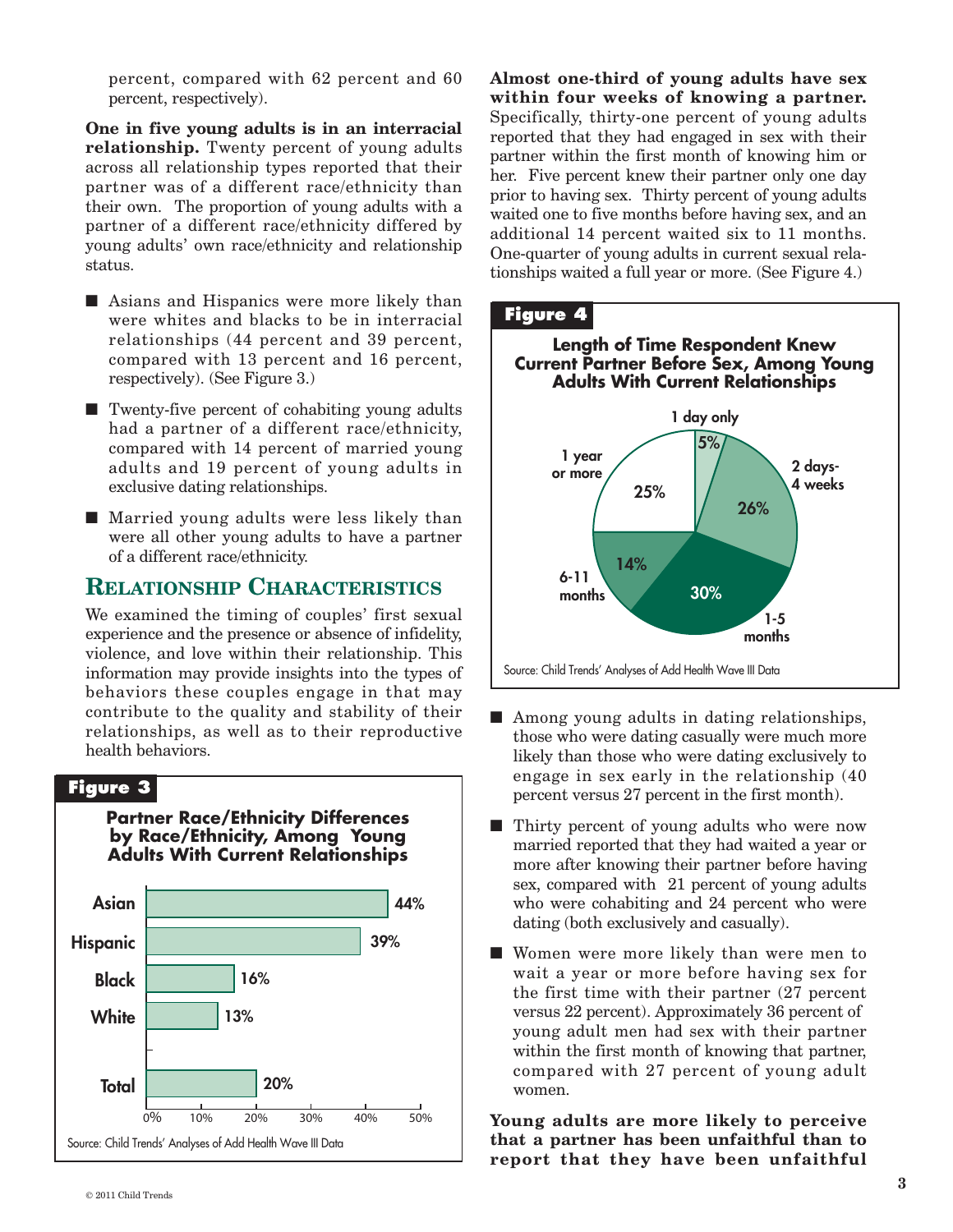percent, compared with 62 percent and 60 percent, respectively).

**One in five young adults is in an interracial relationship.** Twenty percent of young adults across all relationship types reported that their partner was of a different race/ethnicity than their own. The proportion of young adults with a partner of a different race/ethnicity differed by young adults' own race/ethnicity and relationship status.

- Asians and Hispanics were more likely than were whites and blacks to be in interracial relationships (44 percent and 39 percent, compared with 13 percent and 16 percent, respectively). (See Figure 3.)
- Twenty-five percent of cohabiting young adults had a partner of a different race/ethnicity, compared with 14 percent of married young adults and 19 percent of young adults in exclusive dating relationships.
- Married young adults were less likely than were all other young adults to have a partner of a different race/ethnicity.

## Relationship Characteristics

We examined the timing of couples' first sexual experience and the presence or absence of infidelity, violence, and love within their relationship. This information may provide insights into the types of behaviors these couples engage in that may contribute to the quality and stability of their relationships, as well as to their reproductive health behaviors.

**Figure 3**

**Partner Race/Ethnicity Differences by Race/Ethnicity, Among Young Adults With Current Relationships**

| | |
|---|---|
| Asian | 44% |
| Hispanic | 39% |
| Black | 16% |
| White | 13% |
| Total | 20% |

Source: Child Trends' Analyses of Add Health Wave III Data

**Almost one-third of young adults have sex within four weeks of knowing a partner.** Specifically, thirty-one percent of young adults reported that they had engaged in sex with their partner within the first month of knowing him or her. Five percent knew their partner only one day prior to having sex. Thirty percent of young adults waited one to five months before having sex, and an additional 14 percent waited six to 11 months. One-quarter of young adults in current sexual relationships waited a full year or more. (See Figure 4.)

**Figure 4**

**Length of Time Respondent Knew Current Partner Before Sex, Among Young Adults With Current Relationships**

| | |
|---|---|
| 1 day only | 5% |
| 2 days-4 weeks | 26% |
| 1-5 months | 30% |
| 6-11 months | 14% |
| 1 year or more | 25% |

Source: Child Trends' Analyses of Add Health Wave III Data

- Among young adults in dating relationships, those who were dating casually were much more likely than those who were dating exclusively to engage in sex early in the relationship (40 percent versus 27 percent in the first month).
- Thirty percent of young adults who were now married reported that they had waited a year or more after knowing their partner before having sex, compared with 21 percent of young adults who were cohabiting and 24 percent who were dating (both exclusively and casually).
- Women were more likely than were men to wait a year or more before having sex for the first time with their partner (27 percent versus 22 percent). Approximately 36 percent of young adult men had sex with their partner within the first month of knowing that partner, compared with 27 percent of young adult women.

**Young adults are more likely to perceive that a partner has been unfaithful than to report that they have been unfaithful**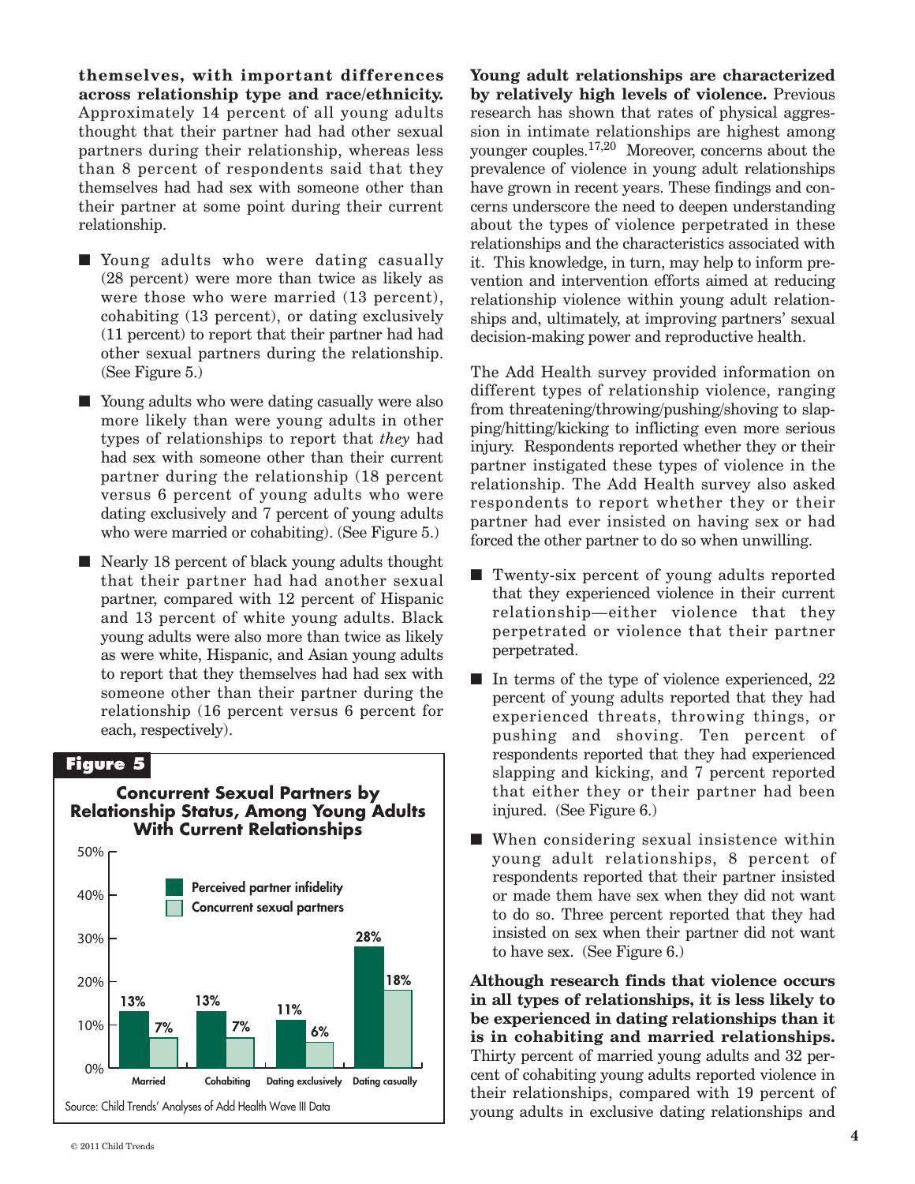**themselves, with important differences across relationship type and race/ethnicity.** Approximately 14 percent of all young adults thought that their partner had had other sexual partners during their relationship, whereas less than 8 percent of respondents said that they themselves had had sex with someone other than their partner at some point during their current relationship.

- Young adults who were dating casually (28 percent) were more than twice as likely as were those who were married (13 percent), cohabiting (13 percent), or dating exclusively (11 percent) to report that their partner had had other sexual partners during the relationship. (See Figure 5.)
- Young adults who were dating casually were also more likely than were young adults in other types of relationships to report that *they* had had sex with someone other than their current partner during the relationship (18 percent versus 6 percent of young adults who were dating exclusively and 7 percent of young adults who were married or cohabiting). (See Figure 5.)
- Nearly 18 percent of black young adults thought that their partner had had another sexual partner, compared with 12 percent of Hispanic and 13 percent of white young adults. Black young adults were also more than twice as likely as were white, Hispanic, and Asian young adults to report that they themselves had had sex with someone other than their partner during the relationship (16 percent versus 6 percent for each, respectively).

**Figure 5**

**Concurrent Sexual Partners by Relationship Status, Among Young Adults With Current Relationships**

| | Perceived partner infidelity | Concurrent sexual partners |
|---|---|---|
| Married | 13% | 7% |
| Cohabiting | 13% | 7% |
| Dating exclusively | 11% | 6% |
| Dating casually | 28% | 18% |

Source: Child Trends' Analyses of Add Health Wave III Data

**Young adult relationships are characterized by relatively high levels of violence.** Previous research has shown that rates of physical aggression in intimate relationships are highest among younger couples.[17,20] Moreover, concerns about the prevalence of violence in young adult relationships have grown in recent years. These findings and concerns underscore the need to deepen understanding about the types of violence perpetrated in these relationships and the characteristics associated with it. This knowledge, in turn, may help to inform prevention and intervention efforts aimed at reducing relationship violence within young adult relationships and, ultimately, at improving partners' sexual decision-making power and reproductive health.

The Add Health survey provided information on different types of relationship violence, ranging from threatening/throwing/pushing/shoving to slapping/hitting/kicking to inflicting even more serious injury. Respondents reported whether they or their partner instigated these types of violence in the relationship. The Add Health survey also asked respondents to report whether they or their partner had ever insisted on having sex or had forced the other partner to do so when unwilling.

- Twenty-six percent of young adults reported that they experienced violence in their current relationship—either violence that they perpetrated or violence that their partner perpetrated.
- In terms of the type of violence experienced, 22 percent of young adults reported that they had experienced threats, throwing things, or pushing and shoving. Ten percent of respondents reported that they had experienced slapping and kicking, and 7 percent reported that either they or their partner had been injured. (See Figure 6.)
- When considering sexual insistence within young adult relationships, 8 percent of respondents reported that their partner insisted or made them have sex when they did not want to do so. Three percent reported that they had insisted on sex when their partner did not want to have sex. (See Figure 6.)

**Although research finds that violence occurs in all types of relationships, it is less likely to be experienced in dating relationships than it is in cohabiting and married relationships.** Thirty percent of married young adults and 32 percent of cohabiting young adults reported violence in their relationships, compared with 19 percent of young adults in exclusive dating relationships and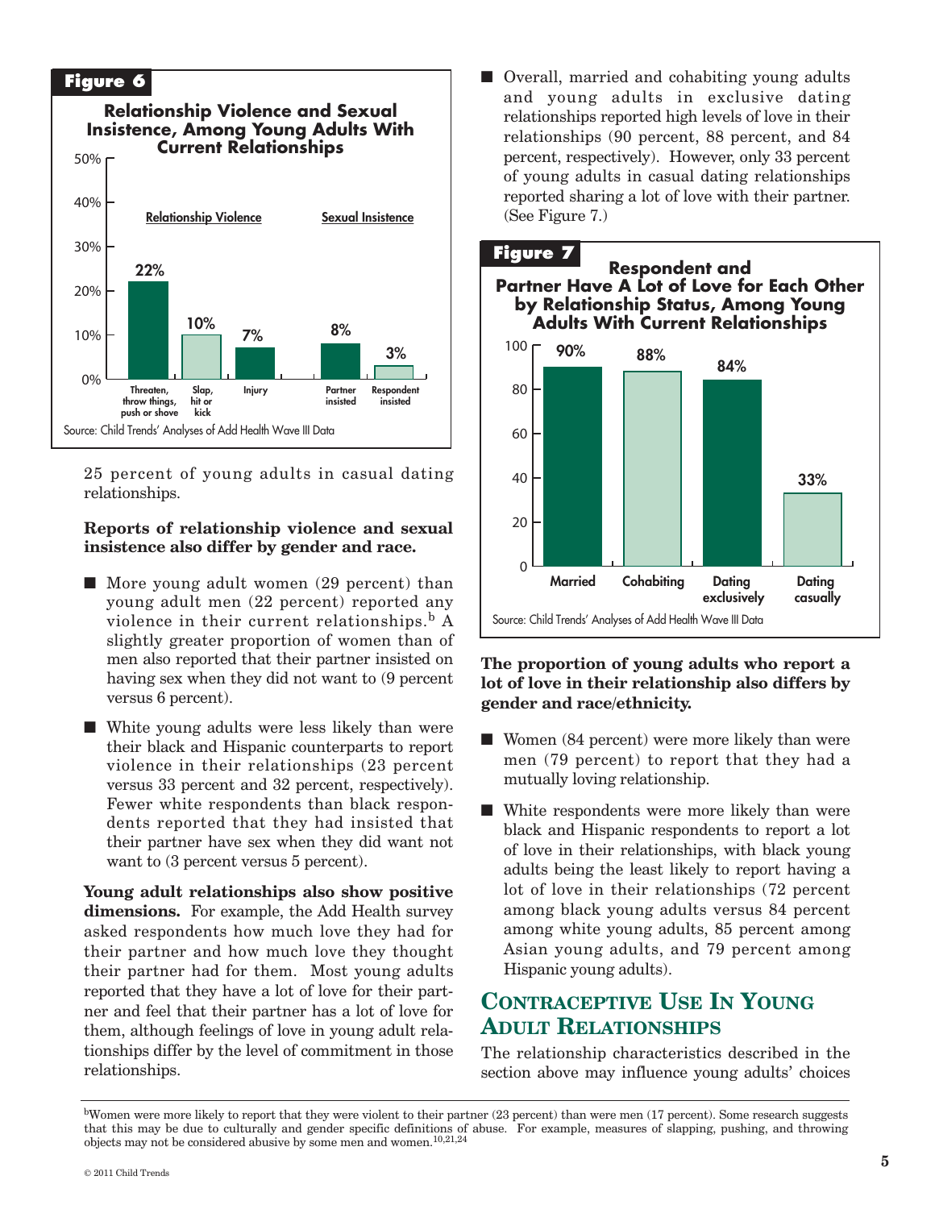**Figure 6**

**Relationship Violence and Sexual Insistence, Among Young Adults With Current Relationships**

| | Relationship Violence | | | Sexual Insistence | |
|---|---|---|---|---|---|
| | Threaten, throw things, push or shove | Slap, hit or kick | Injury | Partner insisted | Respondent insisted |
| Percent | 22% | 10% | 7% | 8% | 3% |

Source: Child Trends' Analyses of Add Health Wave III Data

25 percent of young adults in casual dating relationships.

**Reports of relationship violence and sexual insistence also differ by gender and race.**

- More young adult women (29 percent) than young adult men (22 percent) reported any violence in their current relationships.[b] A slightly greater proportion of women than of men also reported that their partner insisted on having sex when they did not want to (9 percent versus 6 percent).
- White young adults were less likely than were their black and Hispanic counterparts to report violence in their relationships (23 percent versus 33 percent and 32 percent, respectively). Fewer white respondents than black respondents reported that they had insisted that their partner have sex when they did want not want to (3 percent versus 5 percent).

**Young adult relationships also show positive dimensions.** For example, the Add Health survey asked respondents how much love they had for their partner and how much love they thought their partner had for them. Most young adults reported that they have a lot of love for their partner and feel that their partner has a lot of love for them, although feelings of love in young adult relationships differ by the level of commitment in those relationships.

- Overall, married and cohabiting young adults and young adults in exclusive dating relationships reported high levels of love in their relationships (90 percent, 88 percent, and 84 percent, respectively). However, only 33 percent of young adults in casual dating relationships reported sharing a lot of love with their partner. (See Figure 7.)

**Figure 7**

**Respondent and Partner Have A Lot of Love for Each Other by Relationship Status, Among Young Adults With Current Relationships**

| | Married | Cohabiting | Dating exclusively | Dating casually |
|---|---|---|---|---|
| Percent | 90% | 88% | 84% | 33% |

Source: Child Trends' Analyses of Add Health Wave III Data

**The proportion of young adults who report a lot of love in their relationship also differs by gender and race/ethnicity.**

- Women (84 percent) were more likely than were men (79 percent) to report that they had a mutually loving relationship.
- White respondents were more likely than were black and Hispanic respondents to report a lot of love in their relationships, with black young adults being the least likely to report having a lot of love in their relationships (72 percent among black young adults versus 84 percent among white young adults, 85 percent among Asian young adults, and 79 percent among Hispanic young adults).

## Contraceptive Use In Young Adult Relationships

The relationship characteristics described in the section above may influence young adults' choices

[b]Women were more likely to report that they were violent to their partner (23 percent) than were men (17 percent). Some research suggests that this may be due to culturally and gender specific definitions of abuse. For example, measures of slapping, pushing, and throwing objects may not be considered abusive by some men and women.[10,21,24]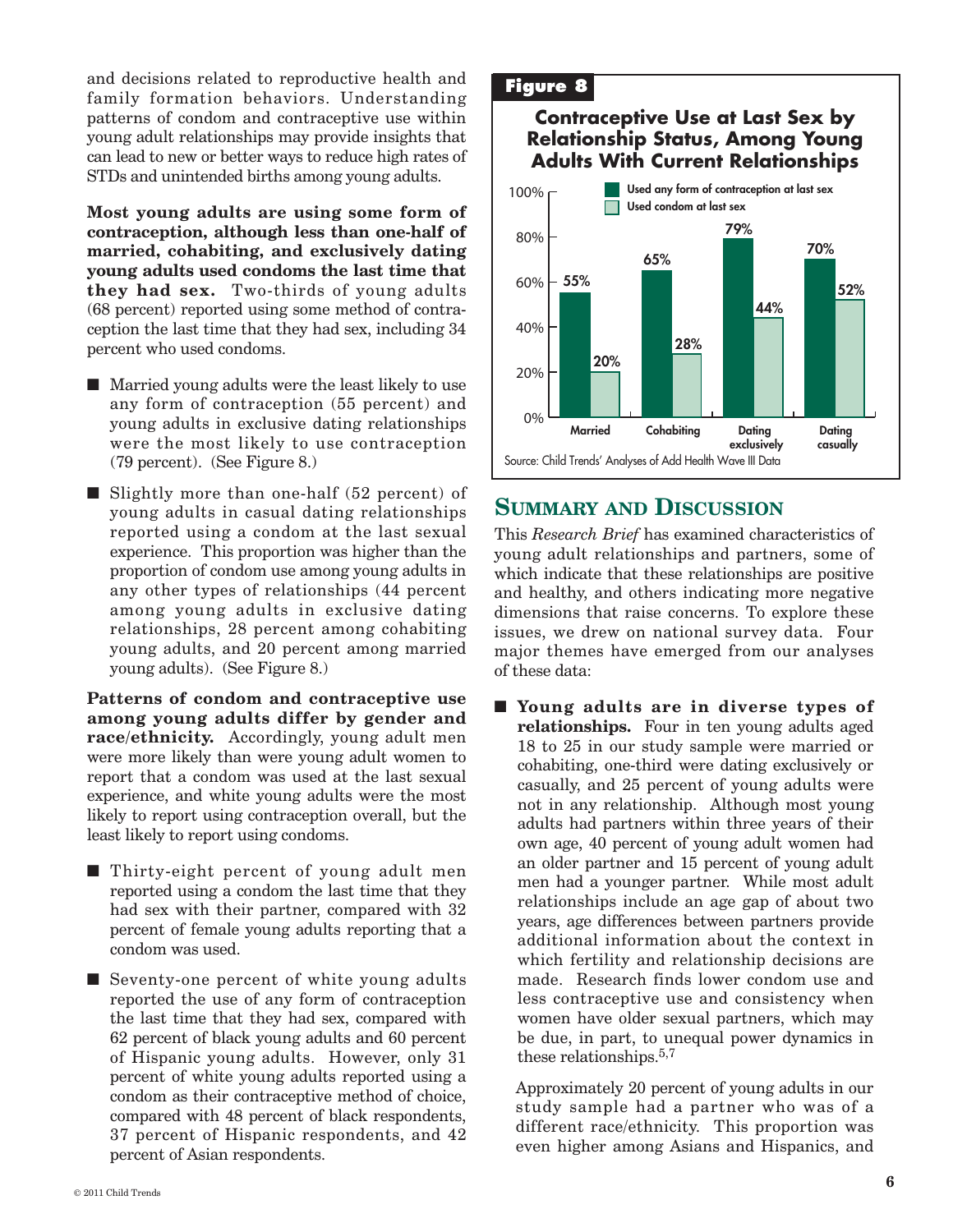and decisions related to reproductive health and family formation behaviors. Understanding patterns of condom and contraceptive use within young adult relationships may provide insights that can lead to new or better ways to reduce high rates of STDs and unintended births among young adults.

**Most young adults are using some form of contraception, although less than one-half of married, cohabiting, and exclusively dating young adults used condoms the last time that they had sex.** Two-thirds of young adults (68 percent) reported using some method of contraception the last time that they had sex, including 34 percent who used condoms.

- Married young adults were the least likely to use any form of contraception (55 percent) and young adults in exclusive dating relationships were the most likely to use contraception (79 percent). (See Figure 8.)
- Slightly more than one-half (52 percent) of young adults in casual dating relationships reported using a condom at the last sexual experience. This proportion was higher than the proportion of condom use among young adults in any other types of relationships (44 percent among young adults in exclusive dating relationships, 28 percent among cohabiting young adults, and 20 percent among married young adults). (See Figure 8.)

**Patterns of condom and contraceptive use among young adults differ by gender and race/ethnicity.** Accordingly, young adult men were more likely than were young adult women to report that a condom was used at the last sexual experience, and white young adults were the most likely to report using contraception overall, but the least likely to report using condoms.

- Thirty-eight percent of young adult men reported using a condom the last time that they had sex with their partner, compared with 32 percent of female young adults reporting that a condom was used.
- Seventy-one percent of white young adults reported the use of any form of contraception the last time that they had sex, compared with 62 percent of black young adults and 60 percent of Hispanic young adults. However, only 31 percent of white young adults reported using a condom as their contraceptive method of choice, compared with 48 percent of black respondents, 37 percent of Hispanic respondents, and 42 percent of Asian respondents.

**Figure 8**

**Contraceptive Use at Last Sex by Relationship Status, Among Young Adults With Current Relationships**

| | Married | Cohabiting | Dating exclusively | Dating casually |
|---|---|---|---|---|
| Used any form of contraception at last sex | 55% | 65% | 79% | 70% |
| Used condom at last sex | 20% | 28% | 44% | 52% |

Source: Child Trends' Analyses of Add Health Wave III Data

## Summary and Discussion

This *Research Brief* has examined characteristics of young adult relationships and partners, some of which indicate that these relationships are positive and healthy, and others indicating more negative dimensions that raise concerns. To explore these issues, we drew on national survey data. Four major themes have emerged from our analyses of these data:

- **Young adults are in diverse types of relationships.** Four in ten young adults aged 18 to 25 in our study sample were married or cohabiting, one-third were dating exclusively or casually, and 25 percent of young adults were not in any relationship. Although most young adults had partners within three years of their own age, 40 percent of young adult women had an older partner and 15 percent of young adult men had a younger partner. While most adult relationships include an age gap of about two years, age differences between partners provide additional information about the context in which fertility and relationship decisions are made. Research finds lower condom use and less contraceptive use and consistency when women have older sexual partners, which may be due, in part, to unequal power dynamics in these relationships.[5,7]

  Approximately 20 percent of young adults in our study sample had a partner who was of a different race/ethnicity. This proportion was even higher among Asians and Hispanics, and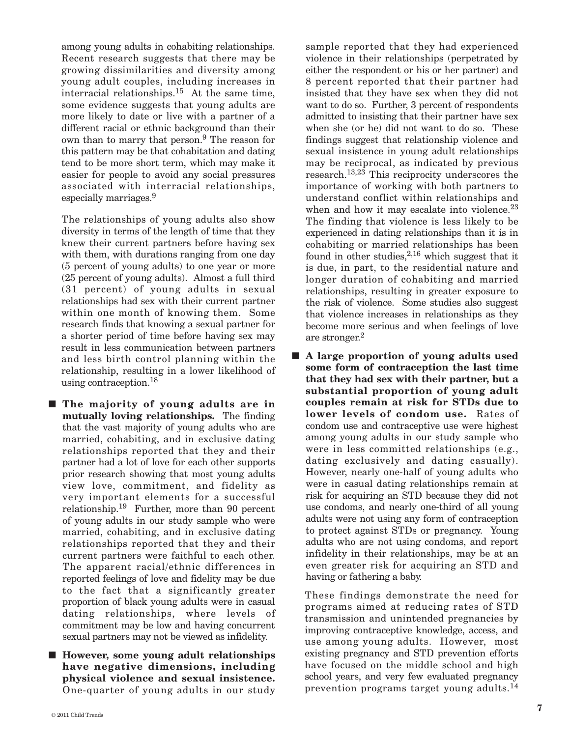among young adults in cohabiting relationships. Recent research suggests that there may be growing dissimilarities and diversity among young adult couples, including increases in interracial relationships.[15] At the same time, some evidence suggests that young adults are more likely to date or live with a partner of a different racial or ethnic background than their own than to marry that person.[9] The reason for this pattern may be that cohabitation and dating tend to be more short term, which may make it easier for people to avoid any social pressures associated with interracial relationships, especially marriages.[9]

The relationships of young adults also show diversity in terms of the length of time that they knew their current partners before having sex with them, with durations ranging from one day (5 percent of young adults) to one year or more (25 percent of young adults). Almost a full third (31 percent) of young adults in sexual relationships had sex with their current partner within one month of knowing them. Some research finds that knowing a sexual partner for a shorter period of time before having sex may result in less communication between partners and less birth control planning within the relationship, resulting in a lower likelihood of using contraception.[18]

- **The majority of young adults are in mutually loving relationships.** The finding that the vast majority of young adults who are married, cohabiting, and in exclusive dating relationships reported that they and their partner had a lot of love for each other supports prior research showing that most young adults view love, commitment, and fidelity as very important elements for a successful relationship.[19] Further, more than 90 percent of young adults in our study sample who were married, cohabiting, and in exclusive dating relationships reported that they and their current partners were faithful to each other. The apparent racial/ethnic differences in reported feelings of love and fidelity may be due to the fact that a significantly greater proportion of black young adults were in casual dating relationships, where levels of commitment may be low and having concurrent sexual partners may not be viewed as infidelity.

- **However, some young adult relationships have negative dimensions, including physical violence and sexual insistence.** One-quarter of young adults in our study sample reported that they had experienced violence in their relationships (perpetrated by either the respondent or his or her partner) and 8 percent reported that their partner had insisted that they have sex when they did not want to do so. Further, 3 percent of respondents admitted to insisting that their partner have sex when she (or he) did not want to do so. These findings suggest that relationship violence and sexual insistence in young adult relationships may be reciprocal, as indicated by previous research.[13,23] This reciprocity underscores the importance of working with both partners to understand conflict within relationships and when and how it may escalate into violence.[23] The finding that violence is less likely to be experienced in dating relationships than it is in cohabiting or married relationships has been found in other studies,[2,16] which suggest that it is due, in part, to the residential nature and longer duration of cohabiting and married relationships, resulting in greater exposure to the risk of violence. Some studies also suggest that violence increases in relationships as they become more serious and when feelings of love are stronger.[2]

- **A large proportion of young adults used some form of contraception the last time that they had sex with their partner, but a substantial proportion of young adult couples remain at risk for STDs due to lower levels of condom use.** Rates of condom use and contraceptive use were highest among young adults in our study sample who were in less committed relationships (e.g., dating exclusively and dating casually). However, nearly one-half of young adults who were in casual dating relationships remain at risk for acquiring an STD because they did not use condoms, and nearly one-third of all young adults were not using any form of contraception to protect against STDs or pregnancy. Young adults who are not using condoms, and report infidelity in their relationships, may be at an even greater risk for acquiring an STD and having or fathering a baby.

  These findings demonstrate the need for programs aimed at reducing rates of STD transmission and unintended pregnancies by improving contraceptive knowledge, access, and use among young adults. However, most existing pregnancy and STD prevention efforts have focused on the middle school and high school years, and very few evaluated pregnancy prevention programs target young adults.[14]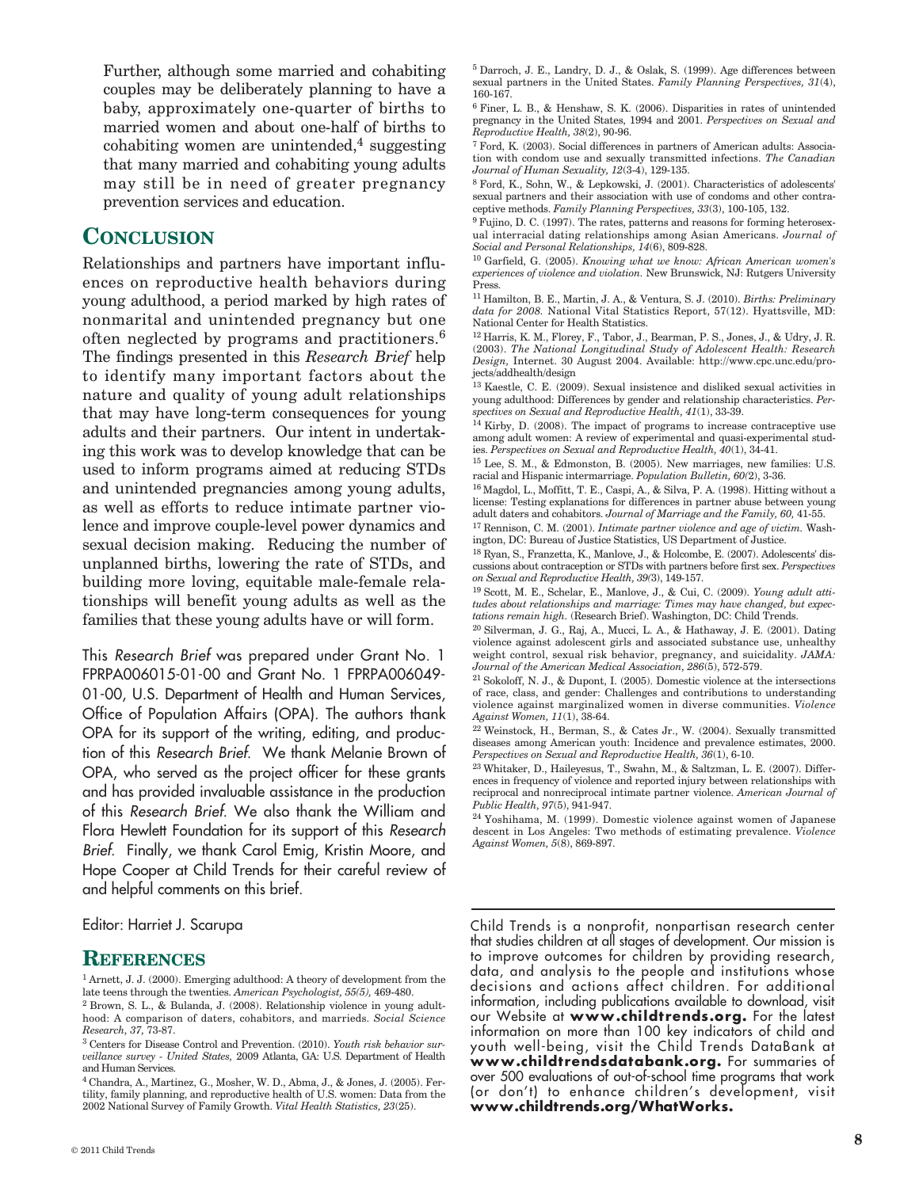Further, although some married and cohabiting couples may be deliberately planning to have a baby, approximately one-quarter of births to married women and about one-half of births to cohabiting women are unintended,[4] suggesting that many married and cohabiting young adults may still be in need of greater pregnancy prevention services and education.

## Conclusion

Relationships and partners have important influences on reproductive health behaviors during young adulthood, a period marked by high rates of nonmarital and unintended pregnancy but one often neglected by programs and practitioners.[6] The findings presented in this *Research Brief* help to identify many important factors about the nature and quality of young adult relationships that may have long-term consequences for young adults and their partners. Our intent in undertaking this work was to develop knowledge that can be used to inform programs aimed at reducing STDs and unintended pregnancies among young adults, as well as efforts to reduce intimate partner violence and improve couple-level power dynamics and sexual decision making. Reducing the number of unplanned births, lowering the rate of STDs, and building more loving, equitable male-female relationships will benefit young adults as well as the families that these young adults have or will form.

This *Research Brief* was prepared under Grant No. 1 FPRPA006015-01-00 and Grant No. 1 FPRPA006049-01-00, U.S. Department of Health and Human Services, Office of Population Affairs (OPA). The authors thank OPA for its support of the writing, editing, and production of this *Research Brief*. We thank Melanie Brown of OPA, who served as the project officer for these grants and has provided invaluable assistance in the production of this *Research Brief*. We also thank the William and Flora Hewlett Foundation for its support of this *Research Brief*. Finally, we thank Carol Emig, Kristin Moore, and Hope Cooper at Child Trends for their careful review of and helpful comments on this brief.

Editor: Harriet J. Scarupa

## References

[1] Arnett, J. J. (2000). Emerging adulthood: A theory of development from the late teens through the twenties. *American Psychologist, 55(5),* 469-480.

[2] Brown, S. L., & Bulanda, J. (2008). Relationship violence in young adulthood: A comparison of daters, cohabitors, and marrieds. *Social Science Research, 37,* 73-87.

[3] Centers for Disease Control and Prevention. (2010). *Youth risk behavior surveillance survey - United States,* 2009 Atlanta, GA: U.S. Department of Health and Human Services.

[4] Chandra, A., Martinez, G., Mosher, W. D., Abma, J., & Jones, J. (2005). Fertility, family planning, and reproductive health of U.S. women: Data from the 2002 National Survey of Family Growth. *Vital Health Statistics, 23*(25).

[5] Darroch, J. E., Landry, D. J., & Oslak, S. (1999). Age differences between sexual partners in the United States. *Family Planning Perspectives, 31*(4), 160-167.

[6] Finer, L. B., & Henshaw, S. K. (2006). Disparities in rates of unintended pregnancy in the United States, 1994 and 2001. *Perspectives on Sexual and Reproductive Health, 38*(2), 90-96.

[7] Ford, K. (2003). Social differences in partners of American adults: Association with condom use and sexually transmitted infections. *The Canadian Journal of Human Sexuality, 12*(3-4), 129-135.

[8] Ford, K., Sohn, W., & Lepkowski, J. (2001). Characteristics of adolescents' sexual partners and their association with use of condoms and other contraceptive methods. *Family Planning Perspectives, 33*(3), 100-105, 132.

[9] Fujino, D. C. (1997). The rates, patterns and reasons for forming heterosexual interracial dating relationships among Asian Americans. *Journal of Social and Personal Relationships, 14*(6), 809-828.

[10] Garfield, G. (2005). *Knowing what we know: African American women's experiences of violence and violation.* New Brunswick, NJ: Rutgers University Press.

[11] Hamilton, B. E., Martin, J. A., & Ventura, S. J. (2010). *Births: Preliminary data for 2008.* National Vital Statistics Report, 57(12). Hyattsville, MD: National Center for Health Statistics.

[12] Harris, K. M., Florey, F., Tabor, J., Bearman, P. S., Jones, J., & Udry, J. R. (2003). *The National Longitudinal Study of Adolescent Health: Research Design,* Internet. 30 August 2004. Available: http://www.cpc.unc.edu/projects/addhealth/design

[13] Kaestle, C. E. (2009). Sexual insistence and disliked sexual activities in young adulthood: Differences by gender and relationship characteristics. *Perspectives on Sexual and Reproductive Health, 41*(1), 33-39.

[14] Kirby, D. (2008). The impact of programs to increase contraceptive use among adult women: A review of experimental and quasi-experimental studies. *Perspectives on Sexual and Reproductive Health, 40*(1), 34-41.

[15] Lee, S. M., & Edmonston, B. (2005). New marriages, new families: U.S. racial and Hispanic intermarriage. *Population Bulletin, 60*(2), 3-36.

[16] Magdol, L., Moffitt, T. E., Caspi, A., & Silva, P. A. (1998). Hitting without a license: Testing explanations for differences in partner abuse between young adult daters and cohabitors. *Journal of Marriage and the Family, 60,* 41-55.

[17] Rennison, C. M. (2001). *Intimate partner violence and age of victim.* Washington, DC: Bureau of Justice Statistics, US Department of Justice.

[18] Ryan, S., Franzetta, K., Manlove, J., & Holcombe, E. (2007). Adolescents' discussions about contraception or STDs with partners before first sex. *Perspectives on Sexual and Reproductive Health, 39*(3), 149-157.

[19] Scott, M. E., Schelar, E., Manlove, J., & Cui, C. (2009). *Young adult attitudes about relationships and marriage: Times may have changed, but expectations remain high.* (Research Brief). Washington, DC: Child Trends.

[20] Silverman, J. G., Raj, A., Mucci, L. A., & Hathaway, J. E. (2001). Dating violence against adolescent girls and associated substance use, unhealthy weight control, sexual risk behavior, pregnancy, and suicidality. *JAMA: Journal of the American Medical Association, 286*(5), 572-579.

[21] Sokoloff, N. J., & Dupont, I. (2005). Domestic violence at the intersections of race, class, and gender: Challenges and contributions to understanding violence against marginalized women in diverse communities. *Violence Against Women, 11*(1), 38-64.

[22] Weinstock, H., Berman, S., & Cates Jr., W. (2004). Sexually transmitted diseases among American youth: Incidence and prevalence estimates, 2000. *Perspectives on Sexual and Reproductive Health, 36*(1), 6-10.

[23] Whitaker, D., Haileyesus, T., Swahn, M., & Saltzman, L. E. (2007). Differences in frequency of violence and reported injury between relationships with reciprocal and nonreciprocal intimate partner violence. *American Journal of Public Health, 97*(5), 941-947.

[24] Yoshihama, M. (1999). Domestic violence against women of Japanese descent in Los Angeles: Two methods of estimating prevalence. *Violence Against Women, 5*(8), 869-897.

Child Trends is a nonprofit, nonpartisan research center that studies children at all stages of development. Our mission is to improve outcomes for children by providing research, data, and analysis to the people and institutions whose decisions and actions affect children. For additional information, including publications available to download, visit our Website at **www.childtrends.org.** For the latest information on more than 100 key indicators of child and youth well-being, visit the Child Trends DataBank at **www.childtrendsdatabank.org.** For summaries of over 500 evaluations of out-of-school time programs that work (or don't) to enhance children's development, visit **www.childtrends.org/WhatWorks.**

© 2011 Child Trends